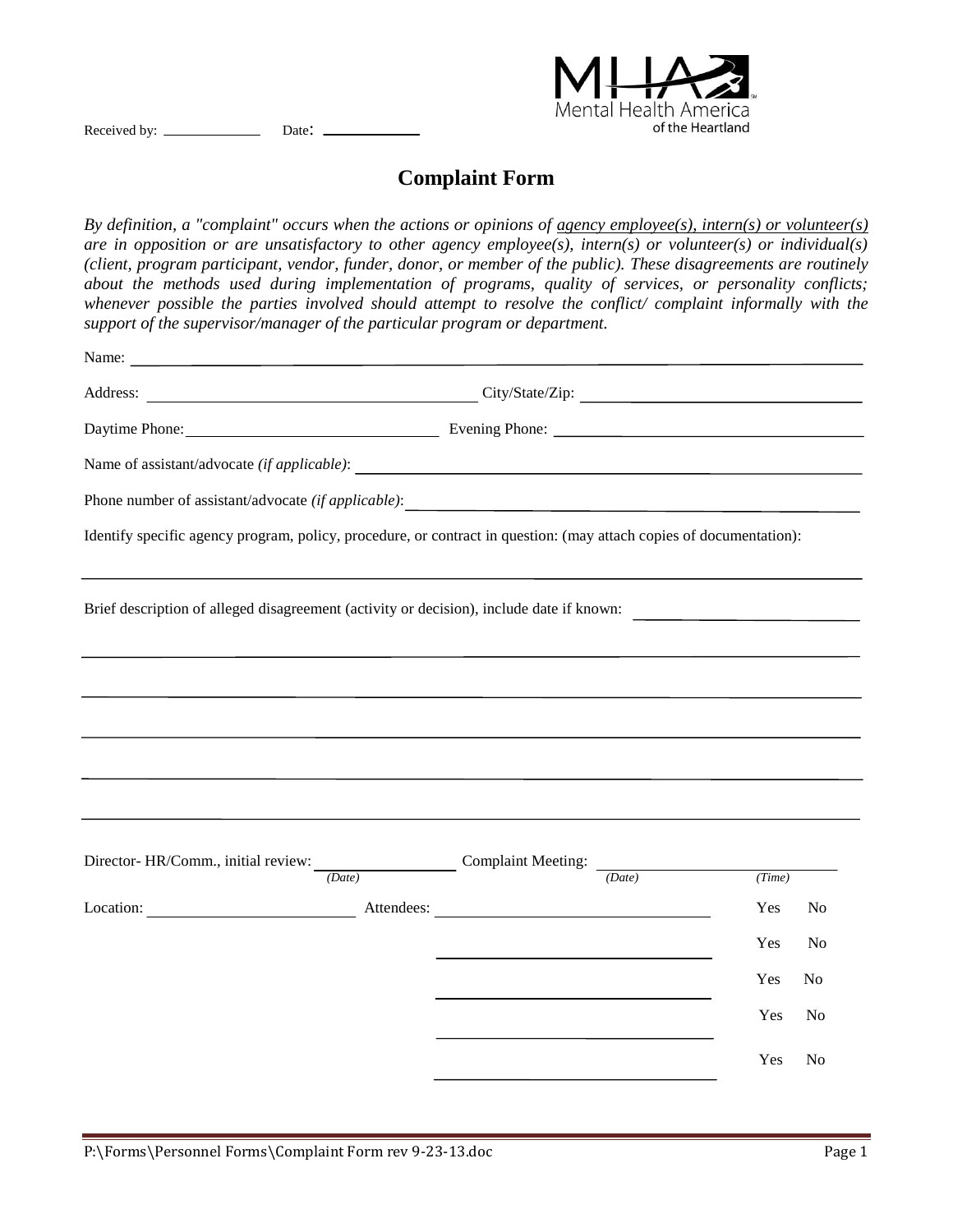Received by: ______________ Date: ____________

Mental Health America of the Heartland

# Complaint Form

*By definition, a "complaint" occurs when the actions or opinions of agency employee(s), intern(s) or volunteer(s) are in opposition or are unsatisfactory to other agency employee(s), intern(s) or volunteer(s) or individual(s) (client, program participant, vendor, funder, donor, or member of the public). These disagreements are routinely about the methods used during implementation of programs, quality of services, or personality conflicts; whenever possible the parties involved should attempt to resolve the conflict/ complaint informally with the support of the supervisor/manager of the particular program or department.*

Name: ________________________________________________

Address: ______________________ City/State/Zip: ______________________

Daytime Phone: ______________________ Evening Phone: ______________________

Name of assistant/advocate *(if applicable)*: ______________________

Phone number of assistant/advocate *(if applicable)*: ______________________

Identify specific agency program, policy, procedure, or contract in question: (may attach copies of documentation):

________________________________________________

Brief description of alleged disagreement (activity or decision), include date if known: ______________________

________________________________________________

________________________________________________

________________________________________________

________________________________________________

________________________________________________

Director- HR/Comm., initial review: ____________ *(Date)* Complaint Meeting: ____________ *(Date)* ____________ *(Time)*

Location: ______________________ Attendees: ______________________ Yes No

______________________ Yes No

______________________ Yes No

______________________ Yes No

______________________ Yes No

P:\Forms\Personnel Forms\Complaint Form rev 9-23-13.doc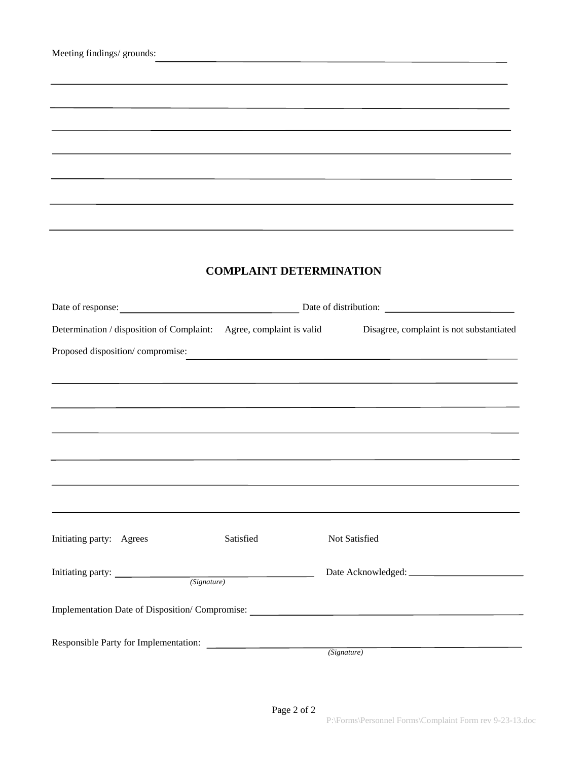Meeting findings/ grounds: ______________________________________________

______________________________________________________________________

______________________________________________________________________

______________________________________________________________________

______________________________________________________________________

______________________________________________________________________

______________________________________________________________________

______________________________________________________________________

## COMPLAINT DETERMINATION

Date of response: ______________________ Date of distribution: ______________________

Determination / disposition of Complaint: Agree, complaint is valid Disagree, complaint is not substantiated

Proposed disposition/ compromise: ______________________________________________

______________________________________________________________________

______________________________________________________________________

______________________________________________________________________

______________________________________________________________________

______________________________________________________________________

______________________________________________________________________

Initiating party: Agrees Satisfied Not Satisfied

Initiating party: ______________________________ Date Acknowledged: ______________________
*(Signature)*

Implementation Date of Disposition/ Compromise: ______________________________________

Responsible Party for Implementation: ______________________________________________
*(Signature)*

P:\Forms\Personnel Forms\Complaint Form rev 9-23-13.doc